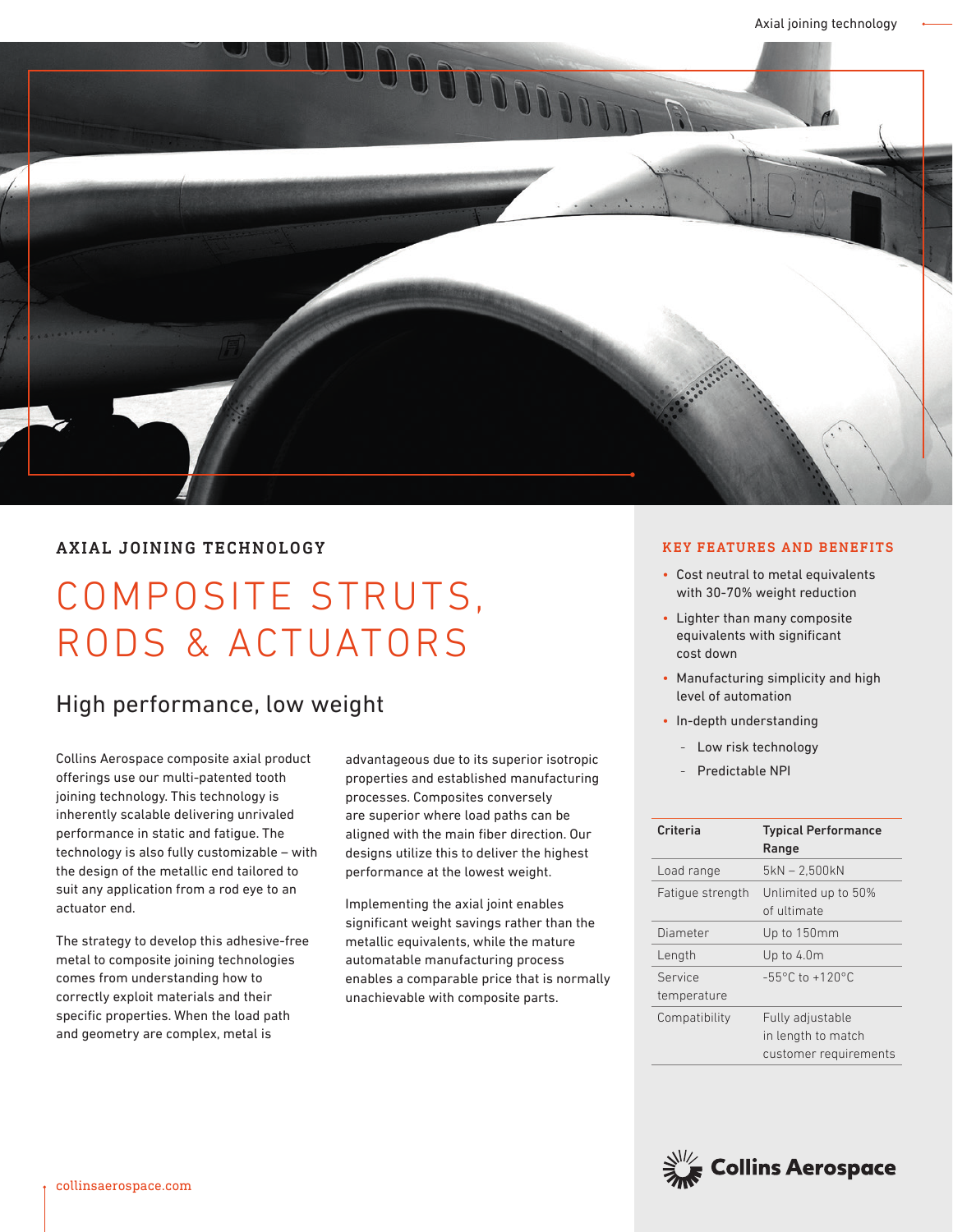## AXIAL JOINING TECHNOLOGY

# COMPOSITE STRUTS, RODS & ACTUATORS

## High performance, low weight

Collins Aerospace composite axial product offerings use our multi-patented tooth joining technology. This technology is inherently scalable delivering unrivaled performance in static and fatigue. The technology is also fully customizable – with the design of the metallic end tailored to suit any application from a rod eye to an actuator end.

The strategy to develop this adhesive-free metal to composite joining technologies comes from understanding how to correctly exploit materials and their specific properties. When the load path and geometry are complex, metal is advantageous due to its superior isotropic properties and established manufacturing processes. Composites conversely are superior where load paths can be aligned with the main fiber direction. Our designs utilize this to deliver the highest performance at the lowest weight.

Implementing the axial joint enables significant weight savings rather than the metallic equivalents, while the mature automatable manufacturing process enables a comparable price that is normally unachievable with composite parts.

### KEY FEATURES AND BENEFITS

- Cost neutral to metal equivalents with 30-70% weight reduction
- Lighter than many composite equivalents with significant cost down
- Manufacturing simplicity and high level of automation
- In-depth understanding
  - Low risk technology
  - Predictable NPI

| Criteria | Typical Performance Range |
|---|---|
| Load range | 5kN – 2,500kN |
| Fatigue strength | Unlimited up to 50% of ultimate |
| Diameter | Up to 150mm |
| Length | Up to 4.0m |
| Service temperature | -55°C to +120°C |
| Compatibility | Fully adjustable in length to match customer requirements |

Collins Aerospace

collinsaerospace.com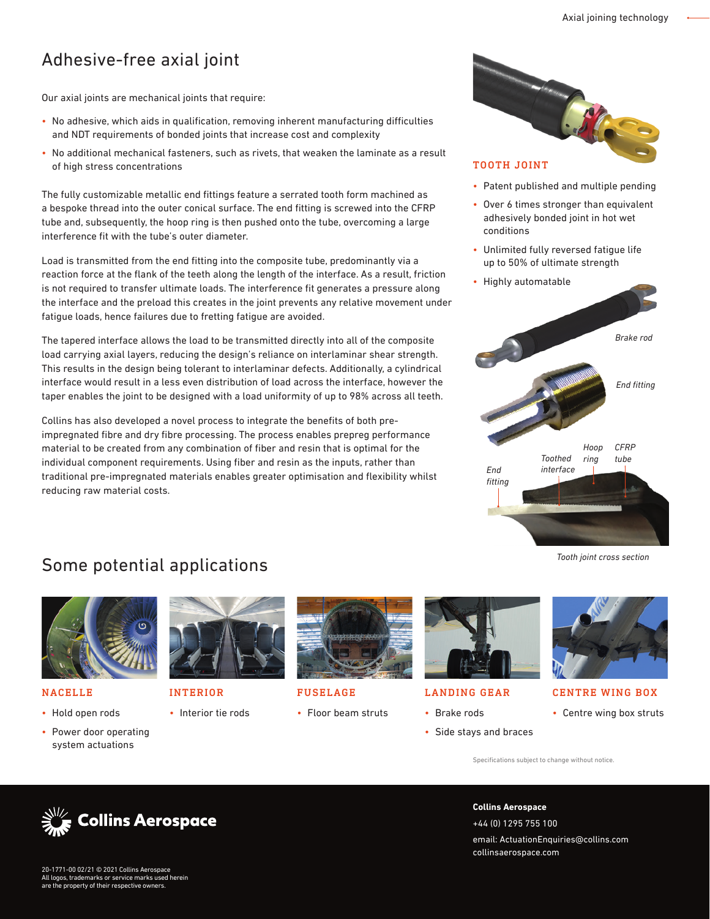# Adhesive-free axial joint

Our axial joints are mechanical joints that require:

- No adhesive, which aids in qualification, removing inherent manufacturing difficulties and NDT requirements of bonded joints that increase cost and complexity
- No additional mechanical fasteners, such as rivets, that weaken the laminate as a result of high stress concentrations

The fully customizable metallic end fittings feature a serrated tooth form machined as a bespoke thread into the outer conical surface. The end fitting is screwed into the CFRP tube and, subsequently, the hoop ring is then pushed onto the tube, overcoming a large interference fit with the tube's outer diameter.

Load is transmitted from the end fitting into the composite tube, predominantly via a reaction force at the flank of the teeth along the length of the interface. As a result, friction is not required to transfer ultimate loads. The interference fit generates a pressure along the interface and the preload this creates in the joint prevents any relative movement under fatigue loads, hence failures due to fretting fatigue are avoided.

The tapered interface allows the load to be transmitted directly into all of the composite load carrying axial layers, reducing the design's reliance on interlaminar shear strength. This results in the design being tolerant to interlaminar defects. Additionally, a cylindrical interface would result in a less even distribution of load across the interface, however the taper enables the joint to be designed with a load uniformity of up to 98% across all teeth.

Collins has also developed a novel process to integrate the benefits of both pre-impregnated fibre and dry fibre processing. The process enables prepreg performance material to be created from any combination of fiber and resin that is optimal for the individual component requirements. Using fiber and resin as the inputs, rather than traditional pre-impregnated materials enables greater optimisation and flexibility whilst reducing raw material costs.

## TOOTH JOINT

- Patent published and multiple pending
- Over 6 times stronger than equivalent adhesively bonded joint in hot wet conditions
- Unlimited fully reversed fatigue life up to 50% of ultimate strength
- Highly automatable

*Brake rod*

*End fitting*

*End fitting*

*Toothed interface*

*Hoop ring*

*CFRP tube*

*Tooth joint cross section*

# Some potential applications

### NACELLE

- Hold open rods
- Power door operating system actuations

### INTERIOR

- Interior tie rods

### FUSELAGE

- Floor beam struts

### LANDING GEAR

- Brake rods
- Side stays and braces

### CENTRE WING BOX

- Centre wing box struts

Specifications subject to change without notice.

Collins Aerospace

**Collins Aerospace**

+44 (0) 1295 755 100

email: ActuationEnquiries@collins.com

collinsaerospace.com

20-1771-00 02/21 © 2021 Collins Aerospace
All logos, trademarks or service marks used herein are the property of their respective owners.